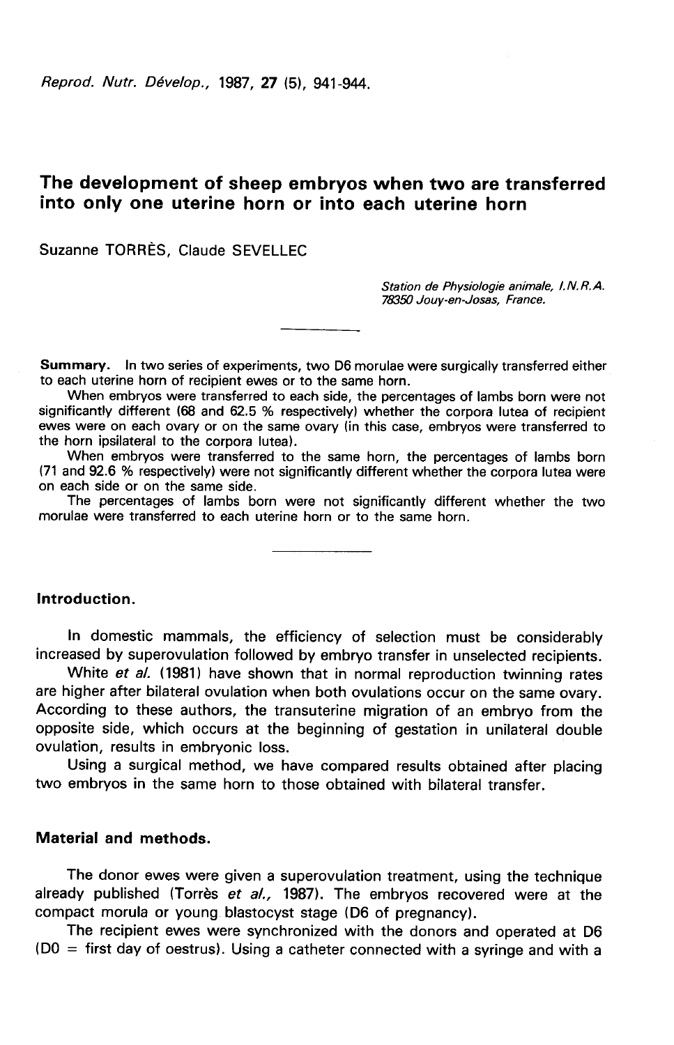# The development of sheep embryos when two are transferred into only one uterine horn or into each uterine horn

Suzanne TORRÈS, Claude SEVELLEC

*Station de Physiologie animale, I.N.R.A.*
*78350 Jouy-en-Josas, France.*

**Summary.** In two series of experiments, two D6 morulae were surgically transferred either to each uterine horn of recipient ewes or to the same horn.

When embryos were transferred to each side, the percentages of lambs born were not significantly different (68 and 62.5 % respectively) whether the corpora lutea of recipient ewes were on each ovary or on the same ovary (in this case, embryos were transferred to the horn ipsilateral to the corpora lutea).

When embryos were transferred to the same horn, the percentages of lambs born (71 and 92.6 % respectively) were not significantly different whether the corpora lutea were on each side or on the same side.

The percentages of lambs born were not significantly different whether the two morulae were transferred to each uterine horn or to the same horn.

## Introduction.

In domestic mammals, the efficiency of selection must be considerably increased by superovulation followed by embryo transfer in unselected recipients.

White *et al.* (1981) have shown that in normal reproduction twinning rates are higher after bilateral ovulation when both ovulations occur on the same ovary. According to these authors, the transuterine migration of an embryo from the opposite side, which occurs at the beginning of gestation in unilateral double ovulation, results in embryonic loss.

Using a surgical method, we have compared results obtained after placing two embryos in the same horn to those obtained with bilateral transfer.

## Material and methods.

The donor ewes were given a superovulation treatment, using the technique already published (Torrès *et al.*, 1987). The embryos recovered were at the compact morula or young blastocyst stage (D6 of pregnancy).

The recipient ewes were synchronized with the donors and operated at D6 (D0 = first day of oestrus). Using a catheter connected with a syringe and with a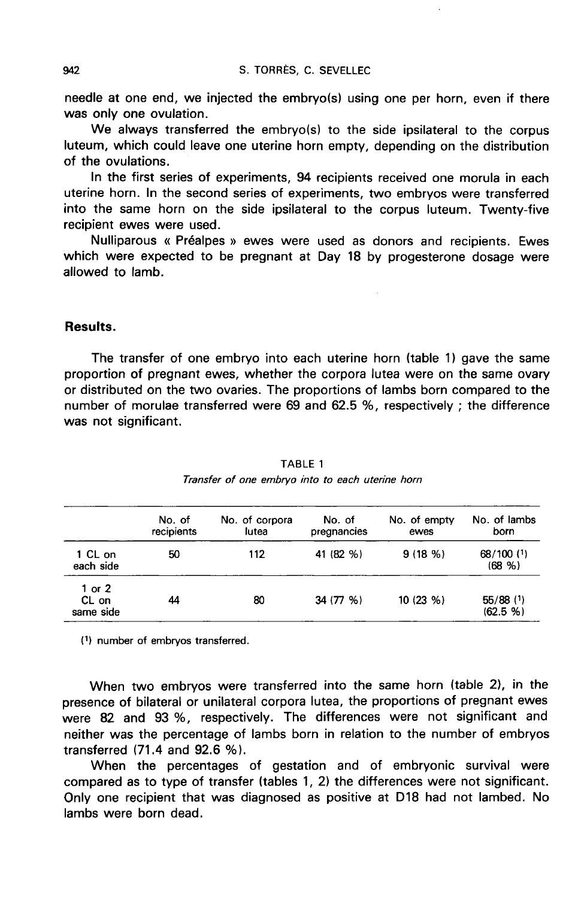needle at one end, we injected the embryo(s) using one per horn, even if there was only one ovulation.

We always transferred the embryo(s) to the side ipsilateral to the corpus luteum, which could leave one uterine horn empty, depending on the distribution of the ovulations.

In the first series of experiments, 94 recipients received one morula in each uterine horn. In the second series of experiments, two embryos were transferred into the same horn on the side ipsilateral to the corpus luteum. Twenty-five recipient ewes were used.

Nulliparous « Préalpes » ewes were used as donors and recipients. Ewes which were expected to be pregnant at Day 18 by progesterone dosage were allowed to lamb.

## Results.

The transfer of one embryo into each uterine horn (table 1) gave the same proportion of pregnant ewes, whether the corpora lutea were on the same ovary or distributed on the two ovaries. The proportions of lambs born compared to the number of morulae transferred were 69 and 62.5 %, respectively ; the difference was not significant.

TABLE 1

*Transfer of one embryo into to each uterine horn*

| | No. of recipients | No. of corpora lutea | No. of pregnancies | No. of empty ewes | No. of lambs born |
|---|---|---|---|---|---|
| 1 CL on each side | 50 | 112 | 41 (82 %) | 9 (18 %) | 68/100 (1) (68 %) |
| 1 or 2 CL on same side | 44 | 80 | 34 (77 %) | 10 (23 %) | 55/88 (1) (62.5 %) |

(1) number of embryos transferred.

When two embryos were transferred into the same horn (table 2), in the presence of bilateral or unilateral corpora lutea, the proportions of pregnant ewes were 82 and 93 %, respectively. The differences were not significant and neither was the percentage of lambs born in relation to the number of embryos transferred (71.4 and 92.6 %).

When the percentages of gestation and of embryonic survival were compared as to type of transfer (tables 1, 2) the differences were not significant. Only one recipient that was diagnosed as positive at D18 had not lambed. No lambs were born dead.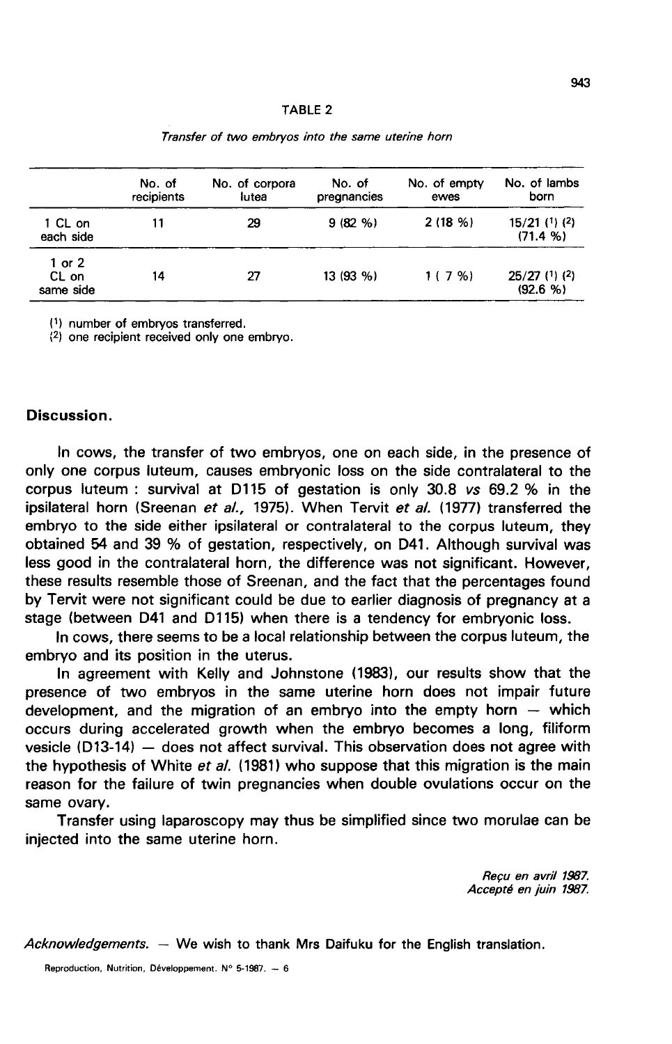TABLE 2

*Transfer of two embryos into the same uterine horn*

| | No. of recipients | No. of corpora lutea | No. of pregnancies | No. of empty ewes | No. of lambs born |
|---|---|---|---|---|---|
| 1 CL on each side | 11 | 29 | 9 (82 %) | 2 (18 %) | 15/21 (1) (2) (71.4 %) |
| 1 or 2 CL on same side | 14 | 27 | 13 (93 %) | 1 ( 7 %) | 25/27 (1) (2) (92.6 %) |

(1) number of embryos transferred.
(2) one recipient received only one embryo.

## Discussion.

In cows, the transfer of two embryos, one on each side, in the presence of only one corpus luteum, causes embryonic loss on the side contralateral to the corpus luteum : survival at D115 of gestation is only 30.8 *vs* 69.2 % in the ipsilateral horn (Sreenan *et al.*, 1975). When Tervit *et al.* (1977) transferred the embryo to the side either ipsilateral or contralateral to the corpus luteum, they obtained 54 and 39 % of gestation, respectively, on D41. Although survival was less good in the contralateral horn, the difference was not significant. However, these results resemble those of Sreenan, and the fact that the percentages found by Tervit were not significant could be due to earlier diagnosis of pregnancy at a stage (between D41 and D115) when there is a tendency for embryonic loss.

In cows, there seems to be a local relationship between the corpus luteum, the embryo and its position in the uterus.

In agreement with Kelly and Johnstone (1983), our results show that the presence of two embryos in the same uterine horn does not impair future development, and the migration of an embryo into the empty horn — which occurs during accelerated growth when the embryo becomes a long, filiform vesicle (D13-14) — does not affect survival. This observation does not agree with the hypothesis of White *et al.* (1981) who suppose that this migration is the main reason for the failure of twin pregnancies when double ovulations occur on the same ovary.

Transfer using laparoscopy may thus be simplified since two morulae can be injected into the same uterine horn.

*Reçu en avril 1987.*
*Accepté en juin 1987.*

*Acknowledgements.* — We wish to thank Mrs Daifuku for the English translation.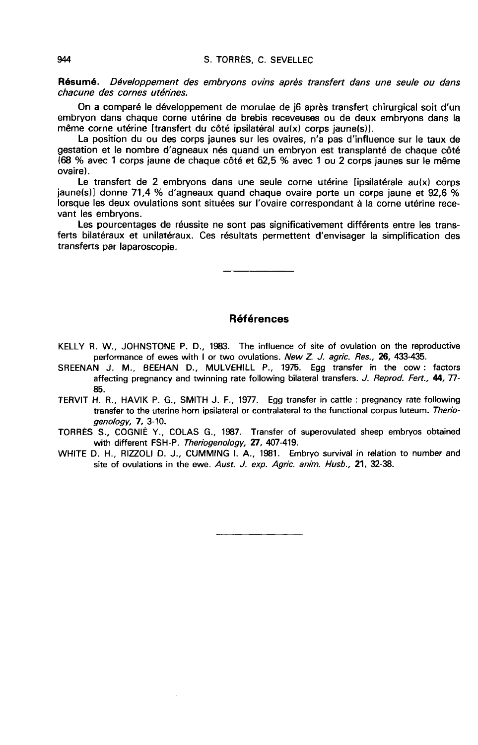**Résumé.** *Développement des embryons ovins après transfert dans une seule ou dans chacune des cornes utérines.*

On a comparé le développement de morulae de j6 après transfert chirurgical soit d'un embryon dans chaque corne utérine de brebis receveuses ou de deux embryons dans la même corne utérine [transfert du côté ipsilatéral au(x) corps jaune(s)].

La position du ou des corps jaunes sur les ovaires, n'a pas d'influence sur le taux de gestation et le nombre d'agneaux nés quand un embryon est transplanté de chaque côté (68 % avec 1 corps jaune de chaque côté et 62,5 % avec 1 ou 2 corps jaunes sur le même ovaire).

Le transfert de 2 embryons dans une seule corne utérine [ipsilatérale au(x) corps jaune(s)] donne 71,4 % d'agneaux quand chaque ovaire porte un corps jaune et 92,6 % lorsque les deux ovulations sont situées sur l'ovaire correspondant à la corne utérine recevant les embryons.

Les pourcentages de réussite ne sont pas significativement différents entre les transferts bilatéraux et unilatéraux. Ces résultats permettent d'envisager la simplification des transferts par laparoscopie.

## Références

KELLY R. W., JOHNSTONE P. D., 1983. The influence of site of ovulation on the reproductive performance of ewes with I or two ovulations. *New Z. J. agric. Res.*, **26**, 433-435.

SREENAN J. M., BEEHAN D., MULVEHILL P., 1975. Egg transfer in the cow : factors affecting pregnancy and twinning rate following bilateral transfers. *J. Reprod. Fert.*, **44**, 77-85.

TERVIT H. R., HAVIK P. G., SMITH J. F., 1977. Egg transfer in cattle : pregnancy rate following transfer to the uterine horn ipsilateral or contralateral to the functional corpus luteum. *Theriogenology*, **7**, 3-10.

TORRÈS S., COGNIÉ Y., COLAS G., 1987. Transfer of superovulated sheep embryos obtained with different FSH-P. *Theriogenology*, **27**, 407-419.

WHITE D. H., RIZZOLI D. J., CUMMING I. A., 1981. Embryo survival in relation to number and site of ovulations in the ewe. *Aust. J. exp. Agric. anim. Husb.*, **21**, 32-38.